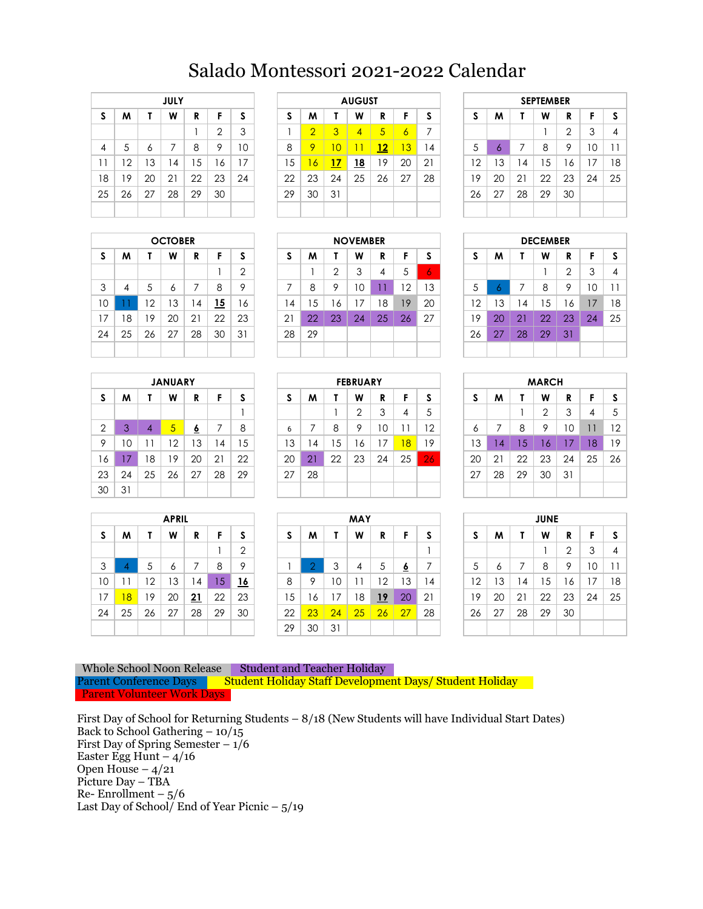# Salado Montessori 2021-2022 Calendar

| JULY | | | | | | |
|---|---|---|---|---|---|---|
| S | M | T | W | R | F | S |
| | | | | 1 | 2 | 3 |
| 4 | 5 | 6 | 7 | 8 | 9 | 10 |
| 11 | 12 | 13 | 14 | 15 | 16 | 17 |
| 18 | 19 | 20 | 21 | 22 | 23 | 24 |
| 25 | 26 | 27 | 28 | 29 | 30 | |

| AUGUST | | | | | | |
|---|---|---|---|---|---|---|
| S | M | T | W | R | F | S |
| 1 | 2 | 3 | 4 | 5 | 6 | 7 |
| 8 | 9 | 10 | 11 | **12** | 13 | 14 |
| 15 | 16 | **17** | **18** | 19 | 20 | 21 |
| 22 | 23 | 24 | 25 | 26 | 27 | 28 |
| 29 | 30 | 31 | | | | |

| SEPTEMBER | | | | | | |
|---|---|---|---|---|---|---|
| S | M | T | W | R | F | S |
| | | | 1 | 2 | 3 | 4 |
| 5 | 6 | 7 | 8 | 9 | 10 | 11 |
| 12 | 13 | 14 | 15 | 16 | 17 | 18 |
| 19 | 20 | 21 | 22 | 23 | 24 | 25 |
| 26 | 27 | 28 | 29 | 30 | | |

| OCTOBER | | | | | | |
|---|---|---|---|---|---|---|
| S | M | T | W | R | F | S |
| | | | | | 1 | 2 |
| 3 | 4 | 5 | 6 | 7 | 8 | 9 |
| 10 | 11 | 12 | 13 | 14 | **15** | 16 |
| 17 | 18 | 19 | 20 | 21 | 22 | 23 |
| 24 | 25 | 26 | 27 | 28 | 30 | 31 |

| NOVEMBER | | | | | | |
|---|---|---|---|---|---|---|
| S | M | T | W | R | F | S |
| | 1 | 2 | 3 | 4 | 5 | 6 |
| 7 | 8 | 9 | 10 | 11 | 12 | 13 |
| 14 | 15 | 16 | 17 | 18 | 19 | 20 |
| 21 | 22 | 23 | 24 | 25 | 26 | 27 |
| 28 | 29 | | | | | |

| DECEMBER | | | | | | |
|---|---|---|---|---|---|---|
| S | M | T | W | R | F | S |
| | | | 1 | 2 | 3 | 4 |
| 5 | 6 | 7 | 8 | 9 | 10 | 11 |
| 12 | 13 | 14 | 15 | 16 | 17 | 18 |
| 19 | 20 | 21 | 22 | 23 | 24 | 25 |
| 26 | 27 | 28 | 29 | 31 | | |

| JANUARY | | | | | | |
|---|---|---|---|---|---|---|
| S | M | T | W | R | F | S |
| | | | | | | 1 |
| 2 | 3 | 4 | 5 | **6** | 7 | 8 |
| 9 | 10 | 11 | 12 | 13 | 14 | 15 |
| 16 | 17 | 18 | 19 | 20 | 21 | 22 |
| 23 | 24 | 25 | 26 | 27 | 28 | 29 |
| 30 | 31 | | | | | |

| FEBRUARY | | | | | | |
|---|---|---|---|---|---|---|
| S | M | T | W | R | F | S |
| | | 1 | 2 | 3 | 4 | 5 |
| 6 | 7 | 8 | 9 | 10 | 11 | 12 |
| 13 | 14 | 15 | 16 | 17 | 18 | 19 |
| 20 | 21 | 22 | 23 | 24 | 25 | 26 |
| 27 | 28 | | | | | |

| MARCH | | | | | | |
|---|---|---|---|---|---|---|
| S | M | T | W | R | F | S |
| | | 1 | 2 | 3 | 4 | 5 |
| 6 | 7 | 8 | 9 | 10 | 11 | 12 |
| 13 | 14 | 15 | 16 | 17 | 18 | 19 |
| 20 | 21 | 22 | 23 | 24 | 25 | 26 |
| 27 | 28 | 29 | 30 | 31 | | |

| APRIL | | | | | | |
|---|---|---|---|---|---|---|
| S | M | T | W | R | F | S |
| | | | | | 1 | 2 |
| 3 | 4 | 5 | 6 | 7 | 8 | 9 |
| 10 | 11 | 12 | 13 | 14 | 15 | **16** |
| 17 | 18 | 19 | 20 | **21** | 22 | 23 |
| 24 | 25 | 26 | 27 | 28 | 29 | 30 |

| MAY | | | | | | |
|---|---|---|---|---|---|---|
| S | M | T | W | R | F | S |
| | | | | | | 1 |
| 1 | 2 | 3 | 4 | 5 | **6** | 7 |
| 8 | 9 | 10 | 11 | 12 | 13 | 14 |
| 15 | 16 | 17 | 18 | **19** | 20 | 21 |
| 22 | 23 | 24 | 25 | 26 | 27 | 28 |
| 29 | 30 | 31 | | | | |

| JUNE | | | | | | |
|---|---|---|---|---|---|---|
| S | M | T | W | R | F | S |
| | | | 1 | 2 | 3 | 4 |
| 5 | 6 | 7 | 8 | 9 | 10 | 11 |
| 12 | 13 | 14 | 15 | 16 | 17 | 18 |
| 19 | 20 | 21 | 22 | 23 | 24 | 25 |
| 26 | 27 | 28 | 29 | 30 | | |

Whole School Noon Release
Student and Teacher Holiday
Parent Conference Days
Student Holiday Staff Development Days/ Student Holiday
Parent Volunteer Work Days

First Day of School for Returning Students – 8/18 (New Students will have Individual Start Dates)
Back to School Gathering – 10/15
First Day of Spring Semester – 1/6
Easter Egg Hunt – 4/16
Open House – 4/21
Picture Day – TBA
Re- Enrollment – 5/6
Last Day of School/ End of Year Picnic – 5/19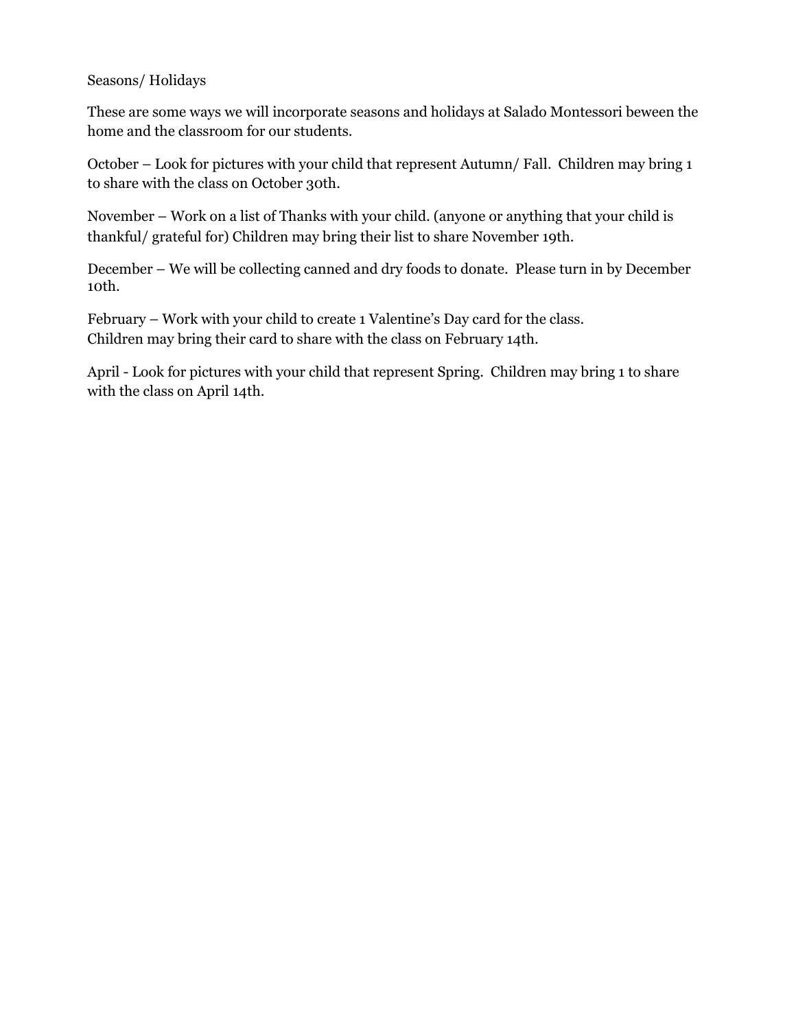Seasons/ Holidays

These are some ways we will incorporate seasons and holidays at Salado Montessori beween the home and the classroom for our students.

October – Look for pictures with your child that represent Autumn/ Fall. Children may bring 1 to share with the class on October 30th.

November – Work on a list of Thanks with your child. (anyone or anything that your child is thankful/ grateful for) Children may bring their list to share November 19th.

December – We will be collecting canned and dry foods to donate. Please turn in by December 10th.

February – Work with your child to create 1 Valentine's Day card for the class. Children may bring their card to share with the class on February 14th.

April - Look for pictures with your child that represent Spring. Children may bring 1 to share with the class on April 14th.